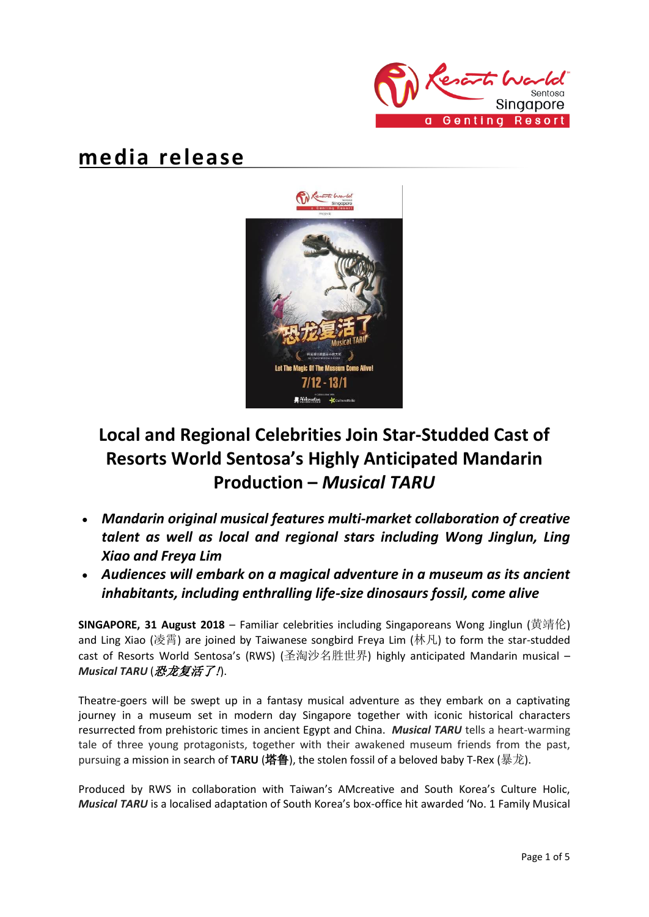# media release

## Local and Regional Celebrities Join Star-Studded Cast of Resorts World Sentosa's Highly Anticipated Mandarin Production – *Musical TARU*

- ***Mandarin original musical features multi-market collaboration of creative talent as well as local and regional stars including Wong Jinglun, Ling Xiao and Freya Lim***
- ***Audiences will embark on a magical adventure in a museum as its ancient inhabitants, including enthralling life-size dinosaurs fossil, come alive***

**SINGAPORE, 31 August 2018** – Familiar celebrities including Singaporeans Wong Jinglun (黄靖伦) and Ling Xiao (凌霄) are joined by Taiwanese songbird Freya Lim (林凡) to form the star-studded cast of Resorts World Sentosa's (RWS) (圣淘沙名胜世界) highly anticipated Mandarin musical – ***Musical TARU*** (*恐龙复活了!*).

Theatre-goers will be swept up in a fantasy musical adventure as they embark on a captivating journey in a museum set in modern day Singapore together with iconic historical characters resurrected from prehistoric times in ancient Egypt and China. ***Musical TARU*** tells a heart-warming tale of three young protagonists, together with their awakened museum friends from the past, pursuing a mission in search of **TARU** (**塔鲁**), the stolen fossil of a beloved baby T-Rex (暴龙).

Produced by RWS in collaboration with Taiwan's AMcreative and South Korea's Culture Holic, ***Musical TARU*** is a localised adaptation of South Korea's box-office hit awarded 'No. 1 Family Musical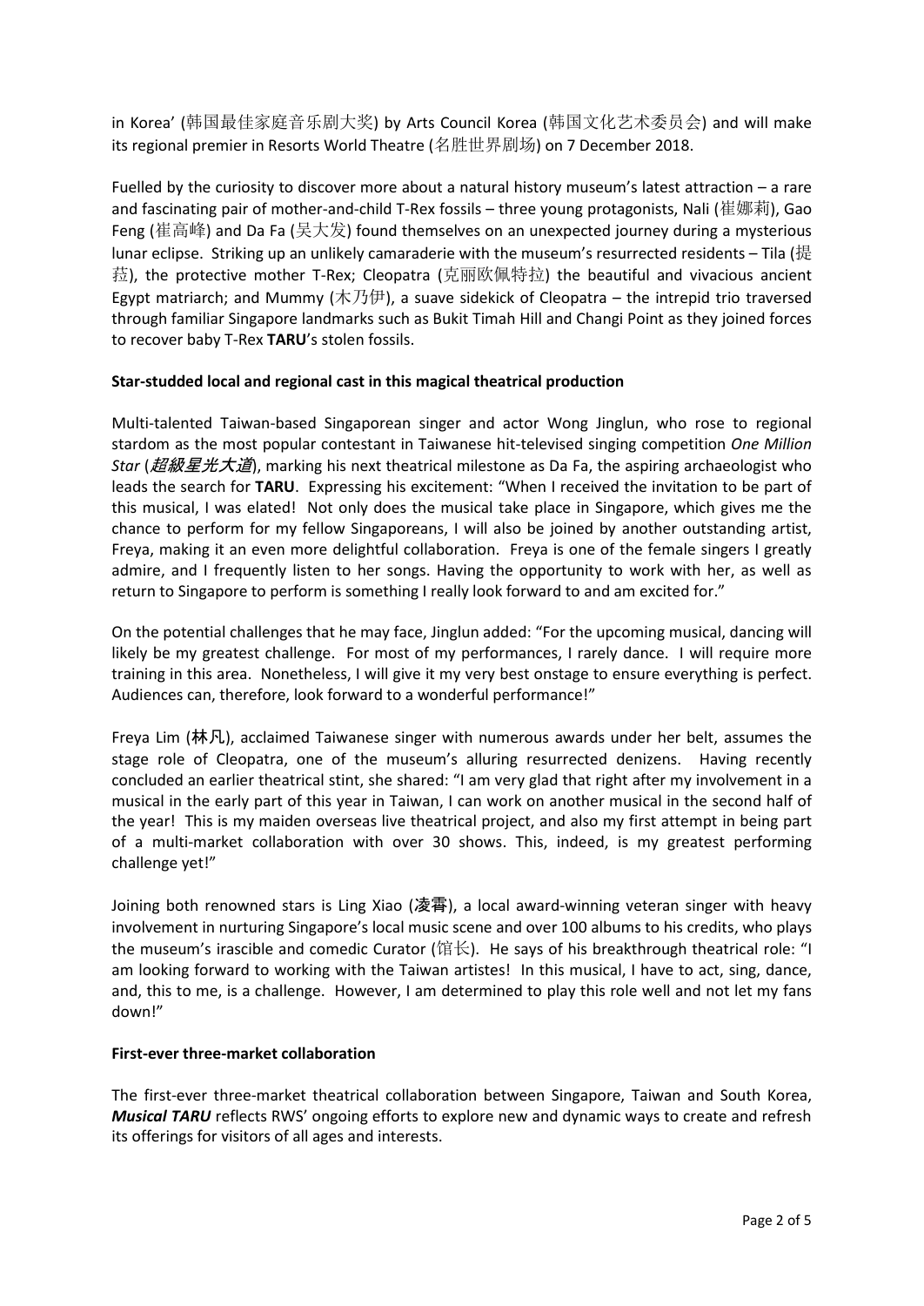in Korea' (韩国最佳家庭音乐剧大奖) by Arts Council Korea (韩国文化艺术委员会) and will make its regional premier in Resorts World Theatre (名胜世界剧场) on 7 December 2018.

Fuelled by the curiosity to discover more about a natural history museum's latest attraction – a rare and fascinating pair of mother-and-child T-Rex fossils – three young protagonists, Nali (崔娜莉), Gao Feng (崔高峰) and Da Fa (吴大发) found themselves on an unexpected journey during a mysterious lunar eclipse. Striking up an unlikely camaraderie with the museum's resurrected residents – Tila (提菈), the protective mother T-Rex; Cleopatra (克丽欧佩特拉) the beautiful and vivacious ancient Egypt matriarch; and Mummy (木乃伊), a suave sidekick of Cleopatra – the intrepid trio traversed through familiar Singapore landmarks such as Bukit Timah Hill and Changi Point as they joined forces to recover baby T-Rex **TARU**'s stolen fossils.

**Star-studded local and regional cast in this magical theatrical production**

Multi-talented Taiwan-based Singaporean singer and actor Wong Jinglun, who rose to regional stardom as the most popular contestant in Taiwanese hit-televised singing competition *One Million Star* (***超級星光大道***), marking his next theatrical milestone as Da Fa, the aspiring archaeologist who leads the search for **TARU**. Expressing his excitement: "When I received the invitation to be part of this musical, I was elated! Not only does the musical take place in Singapore, which gives me the chance to perform for my fellow Singaporeans, I will also be joined by another outstanding artist, Freya, making it an even more delightful collaboration. Freya is one of the female singers I greatly admire, and I frequently listen to her songs. Having the opportunity to work with her, as well as return to Singapore to perform is something I really look forward to and am excited for."

On the potential challenges that he may face, Jinglun added: "For the upcoming musical, dancing will likely be my greatest challenge. For most of my performances, I rarely dance. I will require more training in this area. Nonetheless, I will give it my very best onstage to ensure everything is perfect. Audiences can, therefore, look forward to a wonderful performance!"

Freya Lim (林凡), acclaimed Taiwanese singer with numerous awards under her belt, assumes the stage role of Cleopatra, one of the museum's alluring resurrected denizens. Having recently concluded an earlier theatrical stint, she shared: "I am very glad that right after my involvement in a musical in the early part of this year in Taiwan, I can work on another musical in the second half of the year! This is my maiden overseas live theatrical project, and also my first attempt in being part of a multi-market collaboration with over 30 shows. This, indeed, is my greatest performing challenge yet!"

Joining both renowned stars is Ling Xiao (凌霄), a local award-winning veteran singer with heavy involvement in nurturing Singapore's local music scene and over 100 albums to his credits, who plays the museum's irascible and comedic Curator (馆长). He says of his breakthrough theatrical role: "I am looking forward to working with the Taiwan artistes! In this musical, I have to act, sing, dance, and, this to me, is a challenge. However, I am determined to play this role well and not let my fans down!"

**First-ever three-market collaboration**

The first-ever three-market theatrical collaboration between Singapore, Taiwan and South Korea, ***Musical TARU*** reflects RWS' ongoing efforts to explore new and dynamic ways to create and refresh its offerings for visitors of all ages and interests.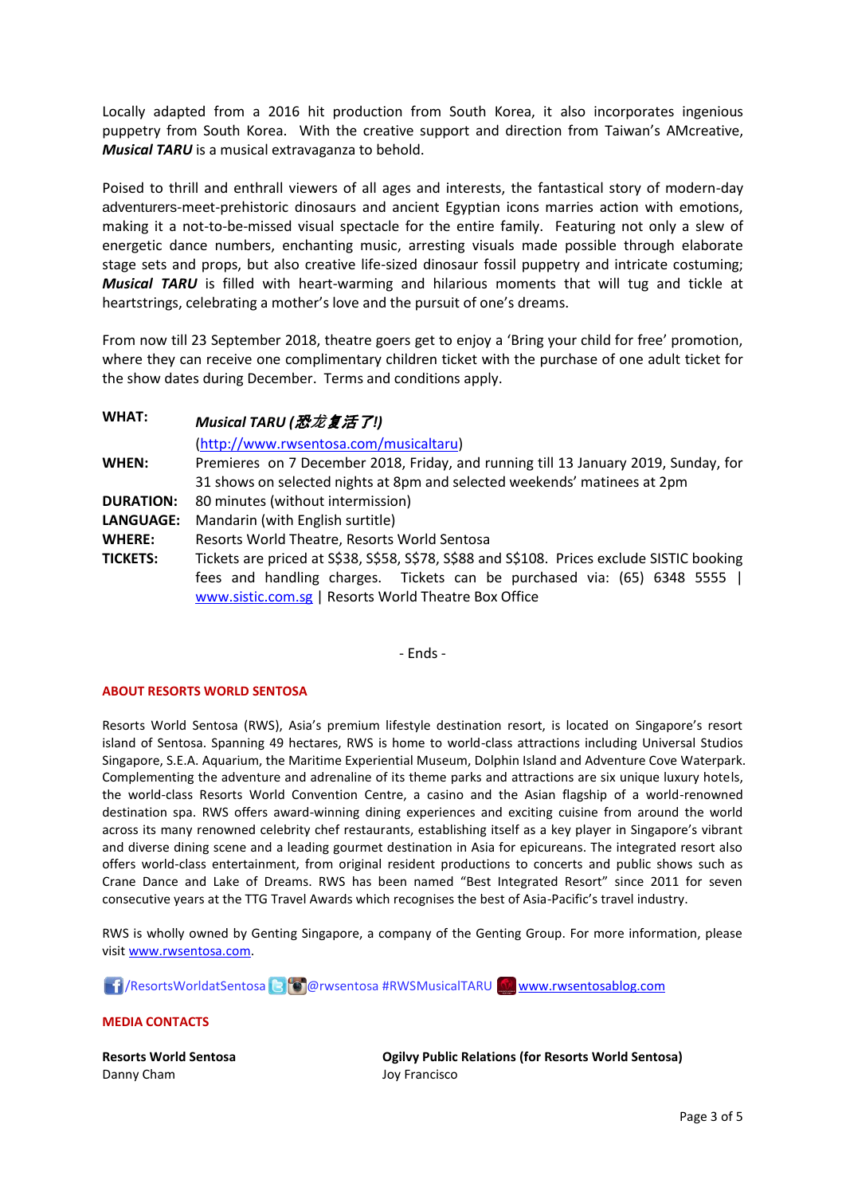Locally adapted from a 2016 hit production from South Korea, it also incorporates ingenious puppetry from South Korea. With the creative support and direction from Taiwan's AMcreative, ***Musical TARU*** is a musical extravaganza to behold.

Poised to thrill and enthrall viewers of all ages and interests, the fantastical story of modern-day adventurers-meet-prehistoric dinosaurs and ancient Egyptian icons marries action with emotions, making it a not-to-be-missed visual spectacle for the entire family. Featuring not only a slew of energetic dance numbers, enchanting music, arresting visuals made possible through elaborate stage sets and props, but also creative life-sized dinosaur fossil puppetry and intricate costuming; ***Musical TARU*** is filled with heart-warming and hilarious moments that will tug and tickle at heartstrings, celebrating a mother's love and the pursuit of one's dreams.

From now till 23 September 2018, theatre goers get to enjoy a 'Bring your child for free' promotion, where they can receive one complimentary children ticket with the purchase of one adult ticket for the show dates during December. Terms and conditions apply.

| | |
|---|---|
| **WHAT:** | ***Musical TARU (恐龙复活了!)*** (http://www.rwsentosa.com/musicaltaru) |
| **WHEN:** | Premieres on 7 December 2018, Friday, and running till 13 January 2019, Sunday, for 31 shows on selected nights at 8pm and selected weekends' matinees at 2pm |
| **DURATION:** | 80 minutes (without intermission) |
| **LANGUAGE:** | Mandarin (with English surtitle) |
| **WHERE:** | Resorts World Theatre, Resorts World Sentosa |
| **TICKETS:** | Tickets are priced at S$38, S$58, S$78, S$88 and S$108. Prices exclude SISTIC booking fees and handling charges. Tickets can be purchased via: (65) 6348 5555 \| www.sistic.com.sg \| Resorts World Theatre Box Office |

- Ends -

**ABOUT RESORTS WORLD SENTOSA**

Resorts World Sentosa (RWS), Asia's premium lifestyle destination resort, is located on Singapore's resort island of Sentosa. Spanning 49 hectares, RWS is home to world-class attractions including Universal Studios Singapore, S.E.A. Aquarium, the Maritime Experiential Museum, Dolphin Island and Adventure Cove Waterpark. Complementing the adventure and adrenaline of its theme parks and attractions are six unique luxury hotels, the world-class Resorts World Convention Centre, a casino and the Asian flagship of a world-renowned destination spa. RWS offers award-winning dining experiences and exciting cuisine from around the world across its many renowned celebrity chef restaurants, establishing itself as a key player in Singapore's vibrant and diverse dining scene and a leading gourmet destination in Asia for epicureans. The integrated resort also offers world-class entertainment, from original resident productions to concerts and public shows such as Crane Dance and Lake of Dreams. RWS has been named "Best Integrated Resort" since 2011 for seven consecutive years at the TTG Travel Awards which recognises the best of Asia-Pacific's travel industry.

RWS is wholly owned by Genting Singapore, a company of the Genting Group. For more information, please visit www.rwsentosa.com.

/ResortsWorldatSentosa @rwsentosa #RWSMusicalTARU www.rwsentosablog.com

**MEDIA CONTACTS**

**Resorts World Sentosa**
Danny Cham

**Ogilvy Public Relations (for Resorts World Sentosa)**
Joy Francisco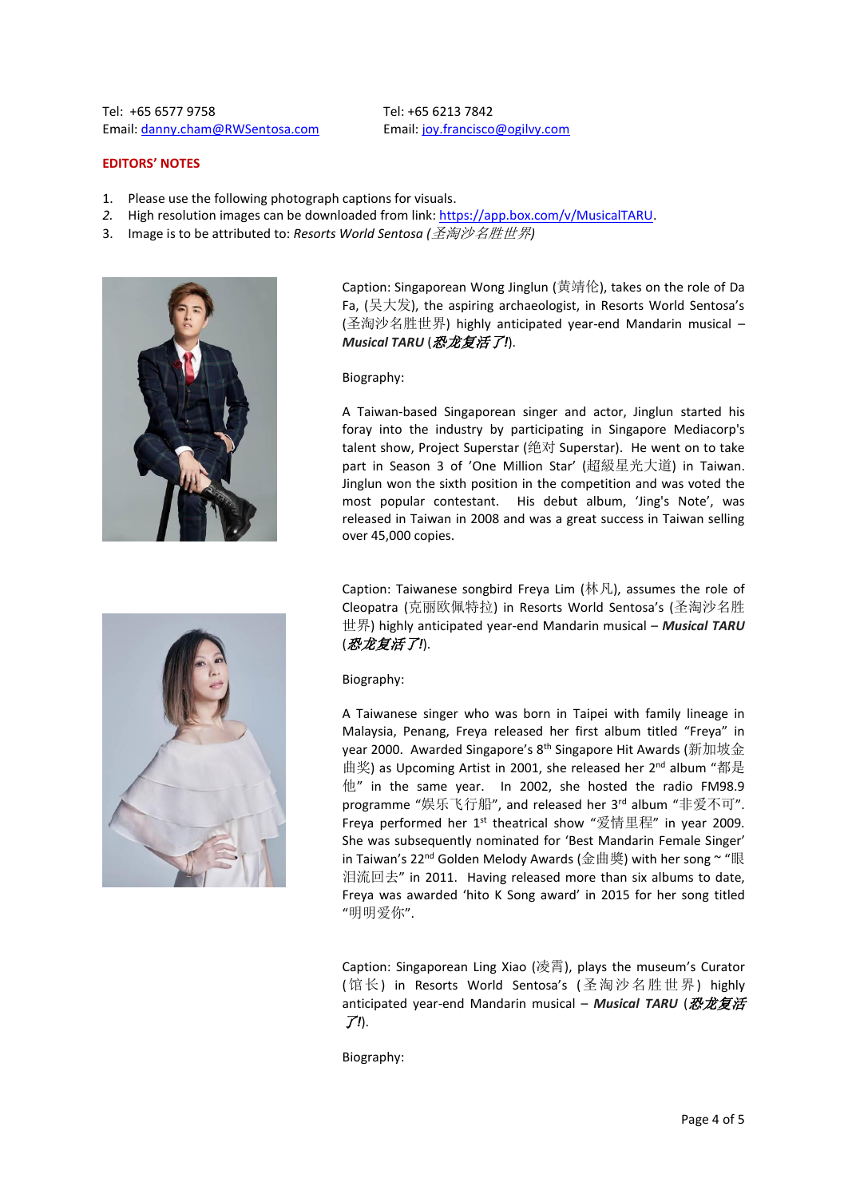Tel: +65 6577 9758
Email: danny.cham@RWSentosa.com

Tel: +65 6213 7842
Email: joy.francisco@ogilvy.com

**EDITORS' NOTES**

1. Please use the following photograph captions for visuals.
2. High resolution images can be downloaded from link: https://app.box.com/v/MusicalTARU.
3. Image is to be attributed to: *Resorts World Sentosa (圣淘沙名胜世界)*

Caption: Singaporean Wong Jinglun (黄靖伦), takes on the role of Da Fa, (吴大发), the aspiring archaeologist, in Resorts World Sentosa's (圣淘沙名胜世界) highly anticipated year-end Mandarin musical – ***Musical TARU*** (***恐龙复活了!***).

Biography:

A Taiwan-based Singaporean singer and actor, Jinglun started his foray into the industry by participating in Singapore Mediacorp's talent show, Project Superstar (绝对 Superstar). He went on to take part in Season 3 of 'One Million Star' (超級星光大道) in Taiwan. Jinglun won the sixth position in the competition and was voted the most popular contestant. His debut album, 'Jing's Note', was released in Taiwan in 2008 and was a great success in Taiwan selling over 45,000 copies.

Caption: Taiwanese songbird Freya Lim (林凡), assumes the role of Cleopatra (克丽欧佩特拉) in Resorts World Sentosa's (圣淘沙名胜世界) highly anticipated year-end Mandarin musical – ***Musical TARU*** (***恐龙复活了!***).

Biography:

A Taiwanese singer who was born in Taipei with family lineage in Malaysia, Penang, Freya released her first album titled "Freya" in year 2000. Awarded Singapore's 8th Singapore Hit Awards (新加坡金曲奖) as Upcoming Artist in 2001, she released her 2nd album "都是他" in the same year. In 2002, she hosted the radio FM98.9 programme "娱乐飞行船", and released her 3rd album "非爱不可". Freya performed her 1st theatrical show "爱情里程" in year 2009. She was subsequently nominated for 'Best Mandarin Female Singer' in Taiwan's 22nd Golden Melody Awards (金曲奨) with her song ~ "眼泪流回去" in 2011. Having released more than six albums to date, Freya was awarded 'hito K Song award' in 2015 for her song titled "明明爱你".

Caption: Singaporean Ling Xiao (凌霄), plays the museum's Curator (馆长) in Resorts World Sentosa's (圣淘沙名胜世界) highly anticipated year-end Mandarin musical – ***Musical TARU*** (***恐龙复活了!***).

Biography: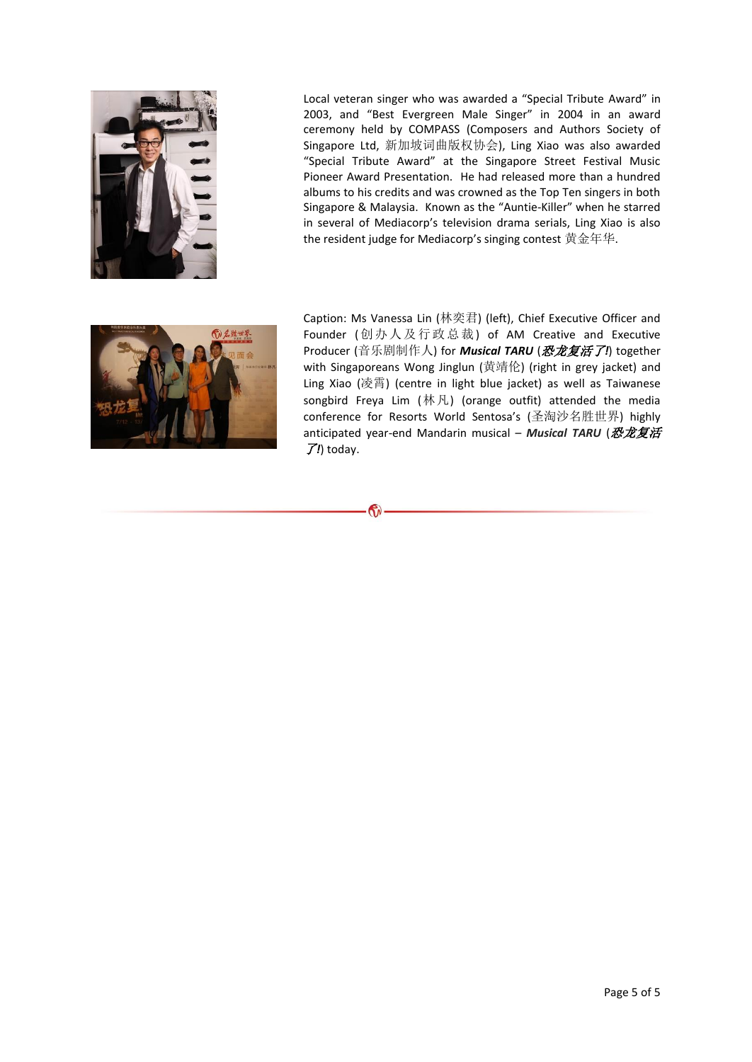Local veteran singer who was awarded a "Special Tribute Award" in 2003, and "Best Evergreen Male Singer" in 2004 in an award ceremony held by COMPASS (Composers and Authors Society of Singapore Ltd, 新加坡词曲版权协会), Ling Xiao was also awarded "Special Tribute Award" at the Singapore Street Festival Music Pioneer Award Presentation. He had released more than a hundred albums to his credits and was crowned as the Top Ten singers in both Singapore & Malaysia. Known as the "Auntie-Killer" when he starred in several of Mediacorp's television drama serials, Ling Xiao is also the resident judge for Mediacorp's singing contest 黄金年华.

Caption: Ms Vanessa Lin (林奕君) (left), Chief Executive Officer and Founder (创办人及行政总裁) of AM Creative and Executive Producer (音乐剧制作人) for ***Musical TARU*** (***恐龙复活了!***) together with Singaporeans Wong Jinglun (黄靖伦) (right in grey jacket) and Ling Xiao (凌霄) (centre in light blue jacket) as well as Taiwanese songbird Freya Lim (林凡) (orange outfit) attended the media conference for Resorts World Sentosa's (圣淘沙名胜世界) highly anticipated year-end Mandarin musical – ***Musical TARU*** (***恐龙复活了!***) today.